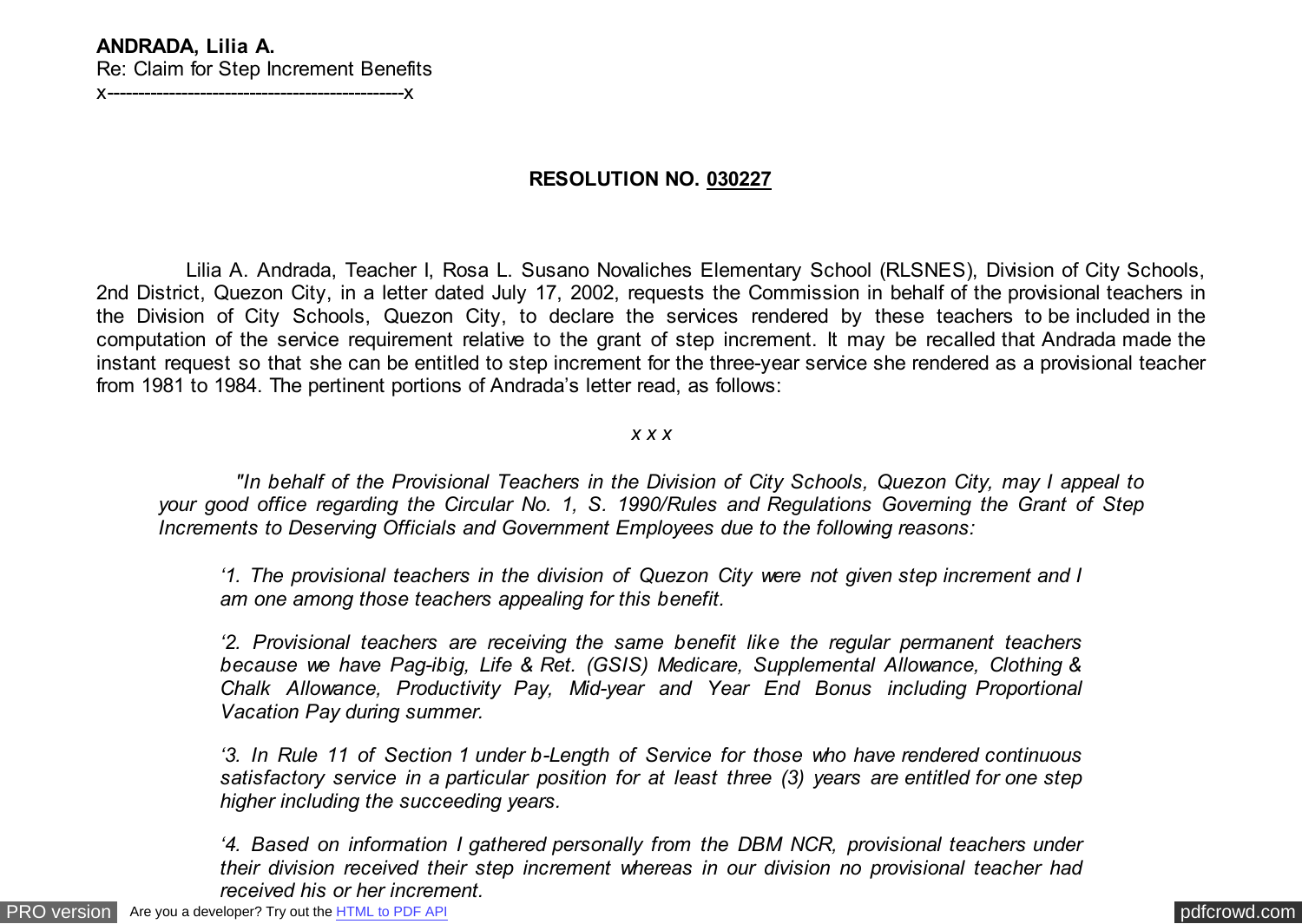**ANDRADA, Lilia A.**
Re: Claim for Step Increment Benefits
x------------------------------------------------x

**RESOLUTION NO. 030227**

Lilia A. Andrada, Teacher I, Rosa L. Susano Novaliches Elementary School (RLSNES), Division of City Schools, 2nd District, Quezon City, in a letter dated July 17, 2002, requests the Commission in behalf of the provisional teachers in the Division of City Schools, Quezon City, to declare the services rendered by these teachers to be included in the computation of the service requirement relative to the grant of step increment. It may be recalled that Andrada made the instant request so that she can be entitled to step increment for the three-year service she rendered as a provisional teacher from 1981 to 1984. The pertinent portions of Andrada's letter read, as follows:

*x x x*

> *"In behalf of the Provisional Teachers in the Division of City Schools, Quezon City, may I appeal to your good office regarding the Circular No. 1, S. 1990/Rules and Regulations Governing the Grant of Step Increments to Deserving Officials and Government Employees due to the following reasons:*
>
> > *'1. The provisional teachers in the division of Quezon City were not given step increment and I am one among those teachers appealing for this benefit.*
> >
> > *'2. Provisional teachers are receiving the same benefit like the regular permanent teachers because we have Pag-ibig, Life & Ret. (GSIS) Medicare, Supplemental Allowance, Clothing & Chalk Allowance, Productivity Pay, Mid-year and Year End Bonus including Proportional Vacation Pay during summer.*
> >
> > *'3. In Rule 11 of Section 1 under b-Length of Service for those who have rendered continuous satisfactory service in a particular position for at least three (3) years are entitled for one step higher including the succeeding years.*
> >
> > *'4. Based on information I gathered personally from the DBM NCR, provisional teachers under their division received their step increment whereas in our division no provisional teacher had received his or her increment.*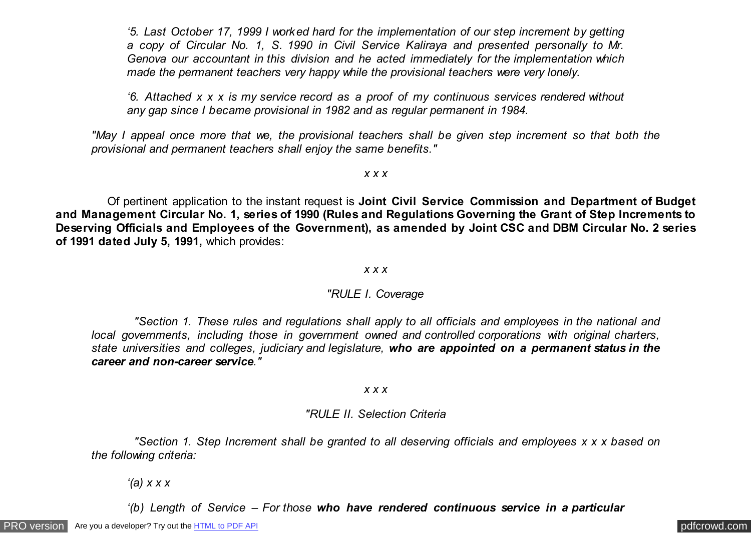*'5. Last October 17, 1999 I worked hard for the implementation of our step increment by getting a copy of Circular No. 1, S. 1990 in Civil Service Kaliraya and presented personally to Mr. Genova our accountant in this division and he acted immediately for the implementation which made the permanent teachers very happy while the provisional teachers were very lonely.*

*'6. Attached x x x is my service record as a proof of my continuous services rendered without any gap since I became provisional in 1982 and as regular permanent in 1984.*

*"May I appeal once more that we, the provisional teachers shall be given step increment so that both the provisional and permanent teachers shall enjoy the same benefits."*

*x x x*

Of pertinent application to the instant request is **Joint Civil Service Commission and Department of Budget and Management Circular No. 1, series of 1990 (Rules and Regulations Governing the Grant of Step Increments to Deserving Officials and Employees of the Government), as amended by Joint CSC and DBM Circular No. 2 series of 1991 dated July 5, 1991,** which provides:

*x x x*

*"RULE I. Coverage*

*"Section 1. These rules and regulations shall apply to all officials and employees in the national and local governments, including those in government owned and controlled corporations with original charters, state universities and colleges, judiciary and legislature,* ***who are appointed on a permanent status in the career and non-career service."***

*x x x*

*"RULE II. Selection Criteria*

*"Section 1. Step Increment shall be granted to all deserving officials and employees x x x based on the following criteria:*

*'(a) x x x*

*'(b) Length of Service – For those* ***who have rendered continuous service in a particular***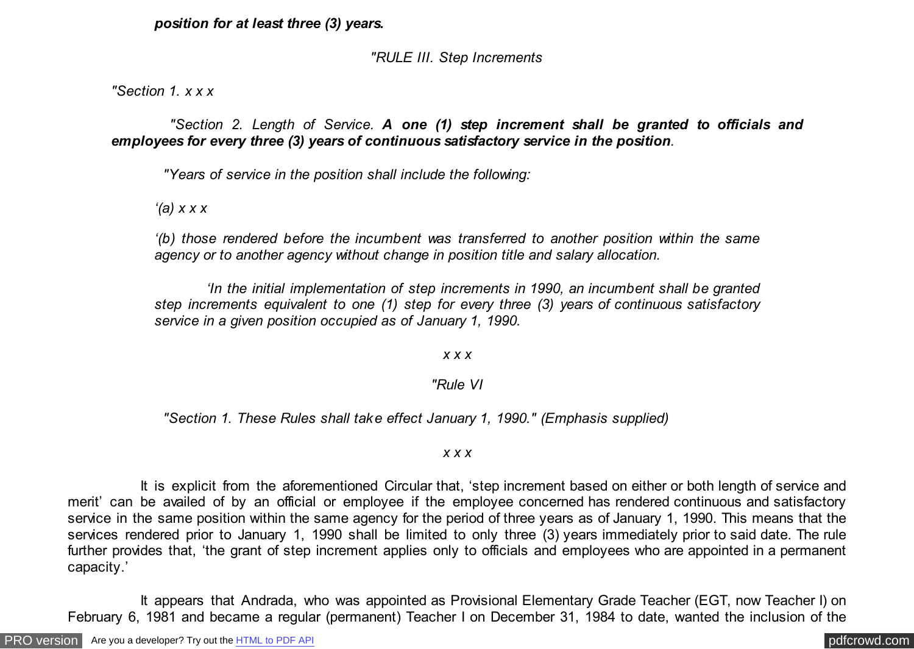***position for at least three (3) years.***

*"RULE III. Step Increments*

*"Section 1. x x x*

*"Section 2. Length of Service.* ***A one (1) step increment shall be granted to officials and employees for every three (3) years of continuous satisfactory service in the position****.*

*"Years of service in the position shall include the following:*

*'(a) x x x*

*'(b) those rendered before the incumbent was transferred to another position within the same agency or to another agency without change in position title and salary allocation.*

*'In the initial implementation of step increments in 1990, an incumbent shall be granted step increments equivalent to one (1) step for every three (3) years of continuous satisfactory service in a given position occupied as of January 1, 1990.*

*x x x*

*"Rule VI*

*"Section 1. These Rules shall take effect January 1, 1990." (Emphasis supplied)*

*x x x*

It is explicit from the aforementioned Circular that, 'step increment based on either or both length of service and merit' can be availed of by an official or employee if the employee concerned has rendered continuous and satisfactory service in the same position within the same agency for the period of three years as of January 1, 1990. This means that the services rendered prior to January 1, 1990 shall be limited to only three (3) years immediately prior to said date. The rule further provides that, 'the grant of step increment applies only to officials and employees who are appointed in a permanent capacity.'

It appears that Andrada, who was appointed as Provisional Elementary Grade Teacher (EGT, now Teacher I) on February 6, 1981 and became a regular (permanent) Teacher I on December 31, 1984 to date, wanted the inclusion of the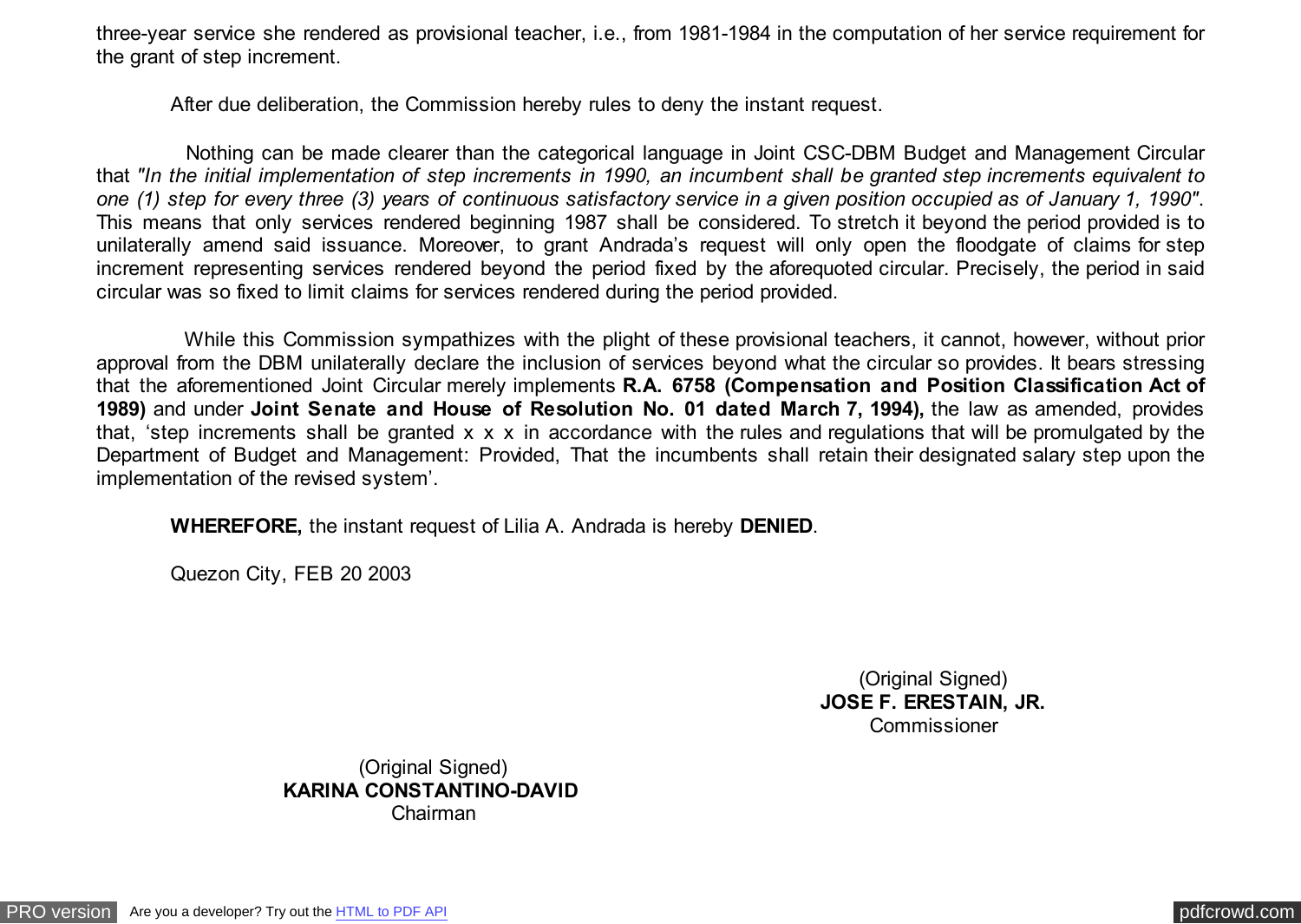three-year service she rendered as provisional teacher, i.e., from 1981-1984 in the computation of her service requirement for the grant of step increment.

After due deliberation, the Commission hereby rules to deny the instant request.

Nothing can be made clearer than the categorical language in Joint CSC-DBM Budget and Management Circular that *"In the initial implementation of step increments in 1990, an incumbent shall be granted step increments equivalent to one (1) step for every three (3) years of continuous satisfactory service in a given position occupied as of January 1, 1990"*. This means that only services rendered beginning 1987 shall be considered. To stretch it beyond the period provided is to unilaterally amend said issuance. Moreover, to grant Andrada's request will only open the floodgate of claims for step increment representing services rendered beyond the period fixed by the aforequoted circular. Precisely, the period in said circular was so fixed to limit claims for services rendered during the period provided.

While this Commission sympathizes with the plight of these provisional teachers, it cannot, however, without prior approval from the DBM unilaterally declare the inclusion of services beyond what the circular so provides. It bears stressing that the aforementioned Joint Circular merely implements **R.A. 6758 (Compensation and Position Classification Act of 1989)** and under **Joint Senate and House of Resolution No. 01 dated March 7, 1994),** the law as amended, provides that, 'step increments shall be granted x x x in accordance with the rules and regulations that will be promulgated by the Department of Budget and Management: Provided, That the incumbents shall retain their designated salary step upon the implementation of the revised system'.

**WHEREFORE,** the instant request of Lilia A. Andrada is hereby **DENIED**.

Quezon City, FEB 20 2003

(Original Signed)
**JOSE F. ERESTAIN, JR.**
Commissioner

(Original Signed)
**KARINA CONSTANTINO-DAVID**
Chairman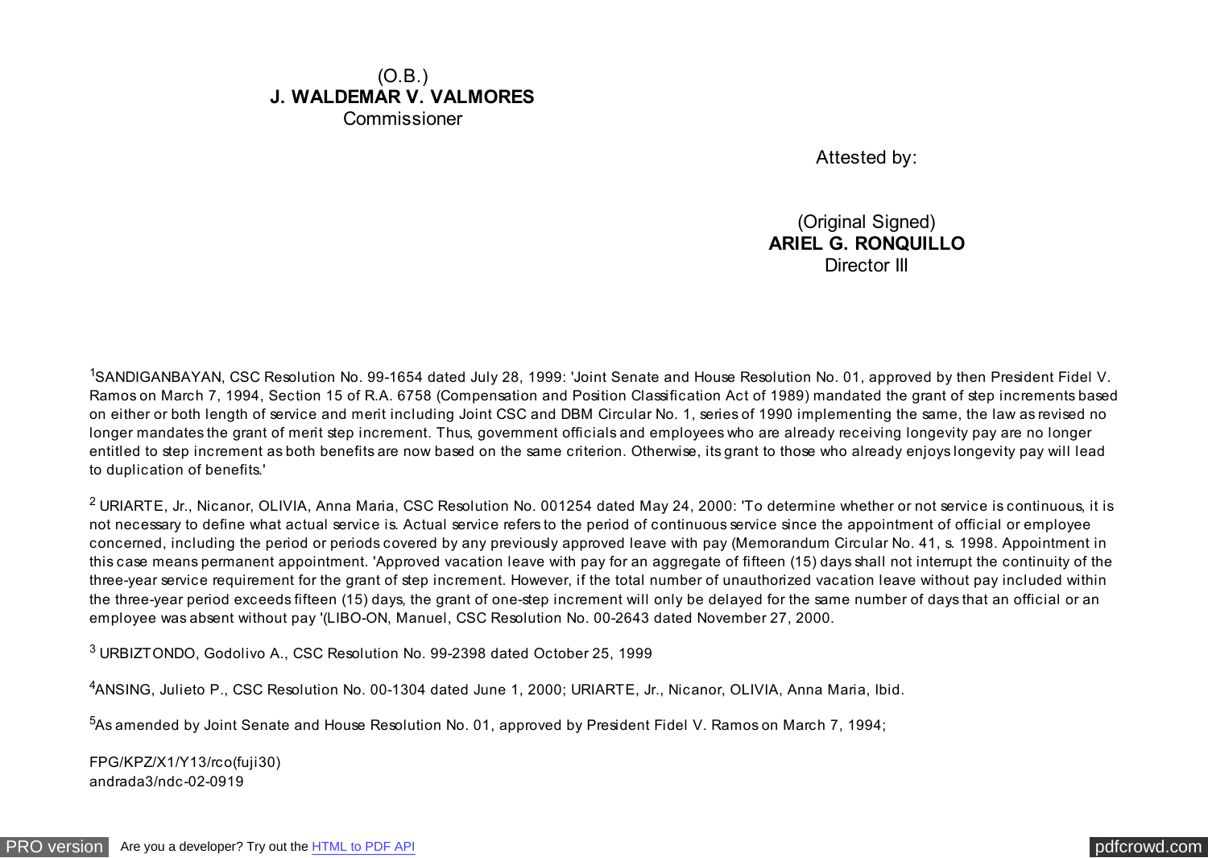(O.B.)
**J. WALDEMAR V. VALMORES**
Commissioner

Attested by:

(Original Signed)
**ARIEL G. RONQUILLO**
Director III

[1]SANDIGANBAYAN, CSC Resolution No. 99-1654 dated July 28, 1999: 'Joint Senate and House Resolution No. 01, approved by then President Fidel V. Ramos on March 7, 1994, Section 15 of R.A. 6758 (Compensation and Position Classification Act of 1989) mandated the grant of step increments based on either or both length of service and merit including Joint CSC and DBM Circular No. 1, series of 1990 implementing the same, the law as revised no longer mandates the grant of merit step increment. Thus, government officials and employees who are already receiving longevity pay are no longer entitled to step increment as both benefits are now based on the same criterion. Otherwise, its grant to those who already enjoys longevity pay will lead to duplication of benefits.'

[2] URIARTE, Jr., Nicanor, OLIVIA, Anna Maria, CSC Resolution No. 001254 dated May 24, 2000: 'To determine whether or not service is continuous, it is not necessary to define what actual service is. Actual service refers to the period of continuous service since the appointment of official or employee concerned, including the period or periods covered by any previously approved leave with pay (Memorandum Circular No. 41, s. 1998. Appointment in this case means permanent appointment. 'Approved vacation leave with pay for an aggregate of fifteen (15) days shall not interrupt the continuity of the three-year service requirement for the grant of step increment. However, if the total number of unauthorized vacation leave without pay included within the three-year period exceeds fifteen (15) days, the grant of one-step increment will only be delayed for the same number of days that an official or an employee was absent without pay '(LIBO-ON, Manuel, CSC Resolution No. 00-2643 dated November 27, 2000.

[3] URBIZTONDO, Godolivo A., CSC Resolution No. 99-2398 dated October 25, 1999

[4]ANSING, Julieto P., CSC Resolution No. 00-1304 dated June 1, 2000; URIARTE, Jr., Nicanor, OLIVIA, Anna Maria, Ibid.

[5]As amended by Joint Senate and House Resolution No. 01, approved by President Fidel V. Ramos on March 7, 1994;

FPG/KPZ/X1/Y13/rco(fuji30)
andrada3/ndc-02-0919